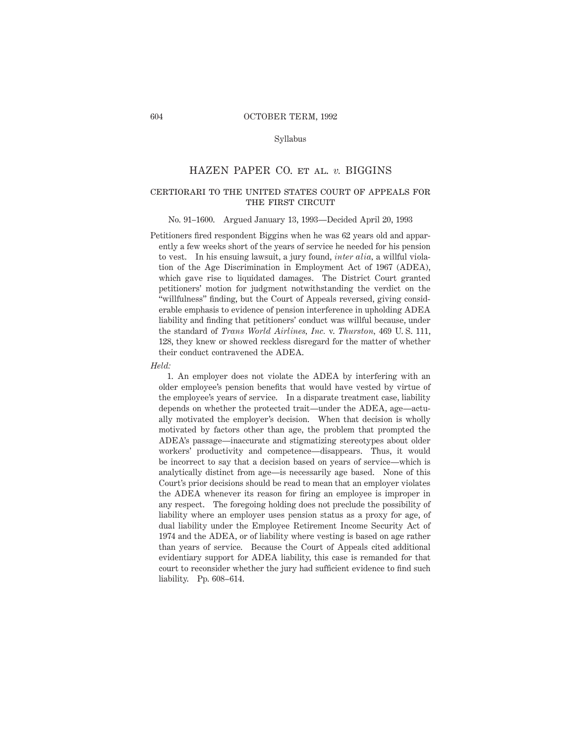Syllabus

# HAZEN PAPER CO. ET AL. *v.* BIGGINS

## CERTIORARI TO THE UNITED STATES COURT OF APPEALS FOR THE FIRST CIRCUIT

No. 91–1600. Argued January 13, 1993—Decided April 20, 1993

Petitioners fired respondent Biggins when he was 62 years old and apparently a few weeks short of the years of service he needed for his pension to vest. In his ensuing lawsuit, a jury found, *inter alia,* a willful violation of the Age Discrimination in Employment Act of 1967 (ADEA), which gave rise to liquidated damages. The District Court granted petitioners' motion for judgment notwithstanding the verdict on the "willfulness" finding, but the Court of Appeals reversed, giving considerable emphasis to evidence of pension interference in upholding ADEA liability and finding that petitioners' conduct was willful because, under the standard of *Trans World Airlines, Inc.* v. *Thurston,* 469 U. S. 111, 128, they knew or showed reckless disregard for the matter of whether their conduct contravened the ADEA.

*Held:*

1. An employer does not violate the ADEA by interfering with an older employee's pension benefits that would have vested by virtue of the employee's years of service. In a disparate treatment case, liability depends on whether the protected trait—under the ADEA, age—actually motivated the employer's decision. When that decision is wholly motivated by factors other than age, the problem that prompted the ADEA's passage—inaccurate and stigmatizing stereotypes about older workers' productivity and competence—disappears. Thus, it would be incorrect to say that a decision based on years of service—which is analytically distinct from age—is necessarily age based. None of this Court's prior decisions should be read to mean that an employer violates the ADEA whenever its reason for firing an employee is improper in any respect. The foregoing holding does not preclude the possibility of liability where an employer uses pension status as a proxy for age, of dual liability under the Employee Retirement Income Security Act of 1974 and the ADEA, or of liability where vesting is based on age rather than years of service. Because the Court of Appeals cited additional evidentiary support for ADEA liability, this case is remanded for that court to reconsider whether the jury had sufficient evidence to find such liability. Pp. 608–614.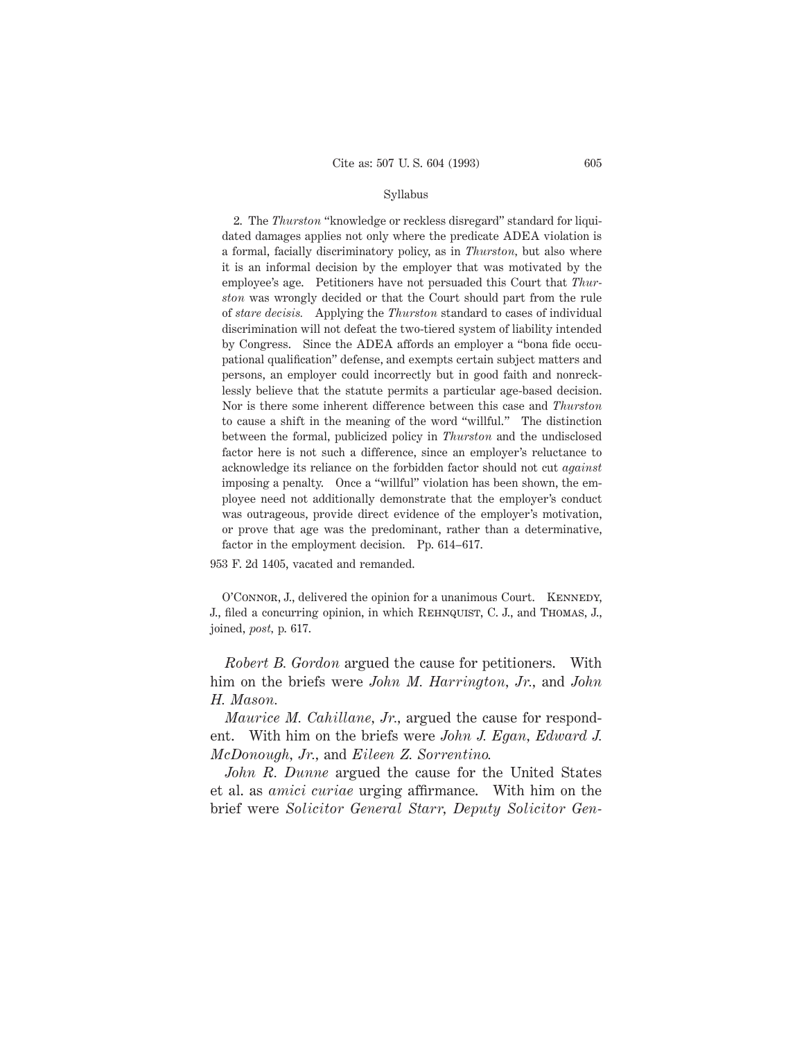2. The *Thurston* "knowledge or reckless disregard" standard for liquidated damages applies not only where the predicate ADEA violation is a formal, facially discriminatory policy, as in *Thurston,* but also where it is an informal decision by the employer that was motivated by the employee's age. Petitioners have not persuaded this Court that *Thurston* was wrongly decided or that the Court should part from the rule of *stare decisis.* Applying the *Thurston* standard to cases of individual discrimination will not defeat the two-tiered system of liability intended by Congress. Since the ADEA affords an employer a "bona fide occupational qualification" defense, and exempts certain subject matters and persons, an employer could incorrectly but in good faith and nonrecklessly believe that the statute permits a particular age-based decision. Nor is there some inherent difference between this case and *Thurston* to cause a shift in the meaning of the word "willful." The distinction between the formal, publicized policy in *Thurston* and the undisclosed factor here is not such a difference, since an employer's reluctance to acknowledge its reliance on the forbidden factor should not cut *against* imposing a penalty. Once a "willful" violation has been shown, the employee need not additionally demonstrate that the employer's conduct was outrageous, provide direct evidence of the employer's motivation, or prove that age was the predominant, rather than a determinative, factor in the employment decision. Pp. 614–617.

953 F. 2d 1405, vacated and remanded.

O'Connor, J., delivered the opinion for a unanimous Court. Kennedy, J., filed a concurring opinion, in which Rehnquist, C. J., and Thomas, J., joined, *post,* p. 617.

*Robert B. Gordon* argued the cause for petitioners. With him on the briefs were *John M. Harrington, Jr.,* and *John H. Mason.*

*Maurice M. Cahillane, Jr.,* argued the cause for respondent. With him on the briefs were *John J. Egan, Edward J. McDonough, Jr.,* and *Eileen Z. Sorrentino.*

*John R. Dunne* argued the cause for the United States et al. as *amici curiae* urging affirmance. With him on the brief were *Solicitor General Starr, Deputy Solicitor Gen-*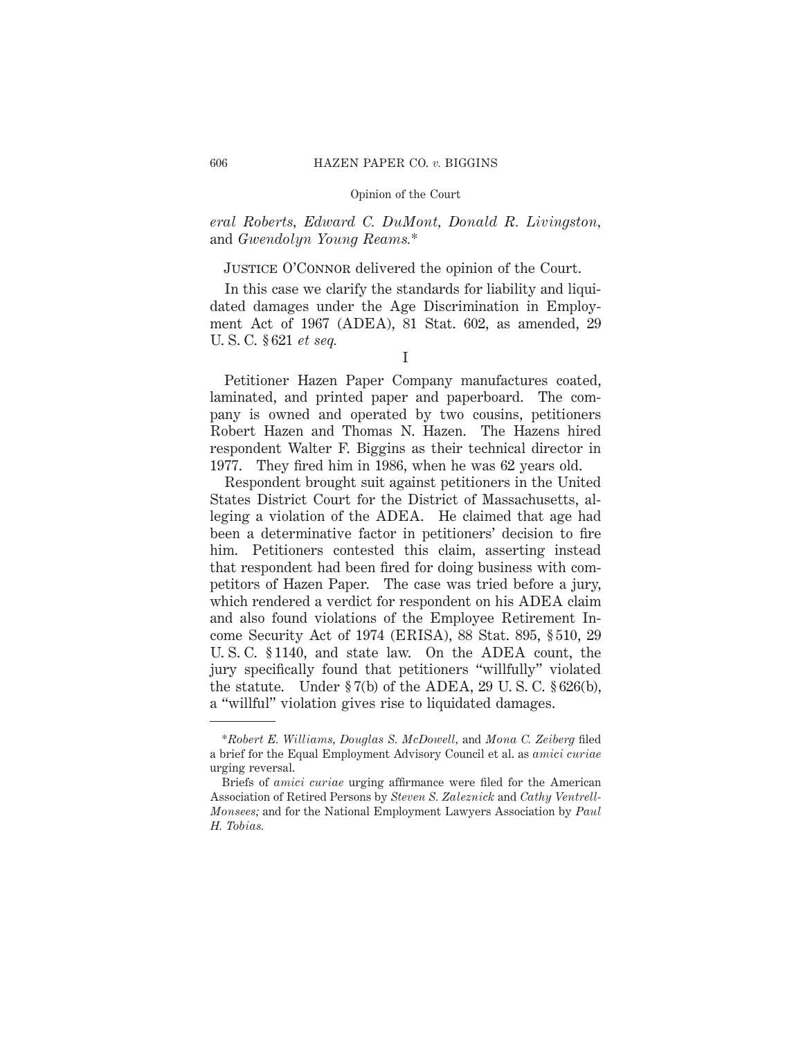*eral Roberts, Edward C. DuMont, Donald R. Livingston,* and *Gwendolyn Young Reams.*\*

Justice O'Connor delivered the opinion of the Court.

In this case we clarify the standards for liability and liquidated damages under the Age Discrimination in Employment Act of 1967 (ADEA), 81 Stat. 602, as amended, 29 U. S. C. § 621 *et seq.*

I

Petitioner Hazen Paper Company manufactures coated, laminated, and printed paper and paperboard. The company is owned and operated by two cousins, petitioners Robert Hazen and Thomas N. Hazen. The Hazens hired respondent Walter F. Biggins as their technical director in 1977. They fired him in 1986, when he was 62 years old.

Respondent brought suit against petitioners in the United States District Court for the District of Massachusetts, alleging a violation of the ADEA. He claimed that age had been a determinative factor in petitioners' decision to fire him. Petitioners contested this claim, asserting instead that respondent had been fired for doing business with competitors of Hazen Paper. The case was tried before a jury, which rendered a verdict for respondent on his ADEA claim and also found violations of the Employee Retirement Income Security Act of 1974 (ERISA), 88 Stat. 895, § 510, 29 U. S. C. § 1140, and state law. On the ADEA count, the jury specifically found that petitioners "willfully" violated the statute. Under § 7(b) of the ADEA, 29 U. S. C. § 626(b), a "willful" violation gives rise to liquidated damages.

---

\**Robert E. Williams, Douglas S. McDowell,* and *Mona C. Zeiberg* filed a brief for the Equal Employment Advisory Council et al. as *amici curiae* urging reversal.

Briefs of *amici curiae* urging affirmance were filed for the American Association of Retired Persons by *Steven S. Zaleznick* and *Cathy Ventrell-Monsees;* and for the National Employment Lawyers Association by *Paul H. Tobias.*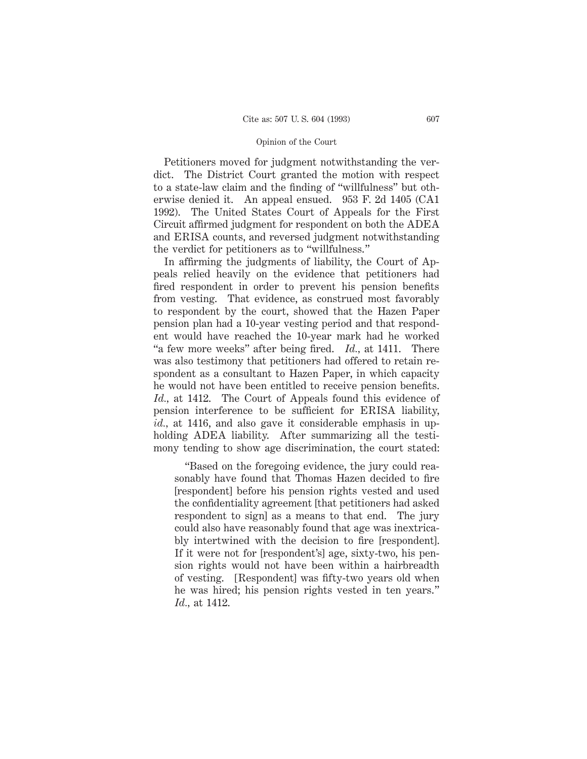Petitioners moved for judgment notwithstanding the verdict. The District Court granted the motion with respect to a state-law claim and the finding of "willfulness" but otherwise denied it. An appeal ensued. 953 F. 2d 1405 (CA1 1992). The United States Court of Appeals for the First Circuit affirmed judgment for respondent on both the ADEA and ERISA counts, and reversed judgment notwithstanding the verdict for petitioners as to "willfulness."

In affirming the judgments of liability, the Court of Appeals relied heavily on the evidence that petitioners had fired respondent in order to prevent his pension benefits from vesting. That evidence, as construed most favorably to respondent by the court, showed that the Hazen Paper pension plan had a 10-year vesting period and that respondent would have reached the 10-year mark had he worked "a few more weeks" after being fired. *Id.*, at 1411. There was also testimony that petitioners had offered to retain respondent as a consultant to Hazen Paper, in which capacity he would not have been entitled to receive pension benefits. *Id.*, at 1412. The Court of Appeals found this evidence of pension interference to be sufficient for ERISA liability, *id.*, at 1416, and also gave it considerable emphasis in upholding ADEA liability. After summarizing all the testimony tending to show age discrimination, the court stated:

> "Based on the foregoing evidence, the jury could reasonably have found that Thomas Hazen decided to fire [respondent] before his pension rights vested and used the confidentiality agreement [that petitioners had asked respondent to sign] as a means to that end. The jury could also have reasonably found that age was inextricably intertwined with the decision to fire [respondent]. If it were not for [respondent's] age, sixty-two, his pension rights would not have been within a hairbreadth of vesting. [Respondent] was fifty-two years old when he was hired; his pension rights vested in ten years." *Id.*, at 1412.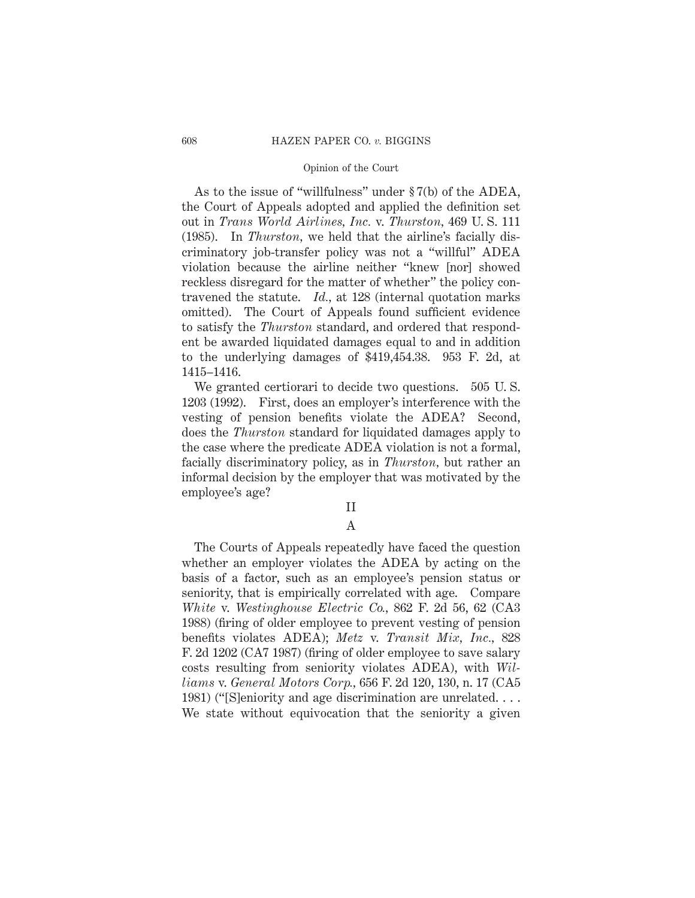As to the issue of "willfulness" under § 7(b) of the ADEA, the Court of Appeals adopted and applied the definition set out in *Trans World Airlines, Inc.* v. *Thurston*, 469 U. S. 111 (1985). In *Thurston*, we held that the airline's facially discriminatory job-transfer policy was not a "willful" ADEA violation because the airline neither "knew [nor] showed reckless disregard for the matter of whether" the policy contravened the statute. *Id.*, at 128 (internal quotation marks omitted). The Court of Appeals found sufficient evidence to satisfy the *Thurston* standard, and ordered that respondent be awarded liquidated damages equal to and in addition to the underlying damages of $419,454.38. 953 F. 2d, at 1415–1416.

We granted certiorari to decide two questions. 505 U. S. 1203 (1992). First, does an employer's interference with the vesting of pension benefits violate the ADEA? Second, does the *Thurston* standard for liquidated damages apply to the case where the predicate ADEA violation is not a formal, facially discriminatory policy, as in *Thurston*, but rather an informal decision by the employer that was motivated by the employee's age?

## II

### A

The Courts of Appeals repeatedly have faced the question whether an employer violates the ADEA by acting on the basis of a factor, such as an employee's pension status or seniority, that is empirically correlated with age. Compare *White* v. *Westinghouse Electric Co.*, 862 F. 2d 56, 62 (CA3 1988) (firing of older employee to prevent vesting of pension benefits violates ADEA); *Metz* v. *Transit Mix, Inc.*, 828 F. 2d 1202 (CA7 1987) (firing of older employee to save salary costs resulting from seniority violates ADEA), with *Williams* v. *General Motors Corp.*, 656 F. 2d 120, 130, n. 17 (CA5 1981) ("[S]eniority and age discrimination are unrelated. . . . We state without equivocation that the seniority a given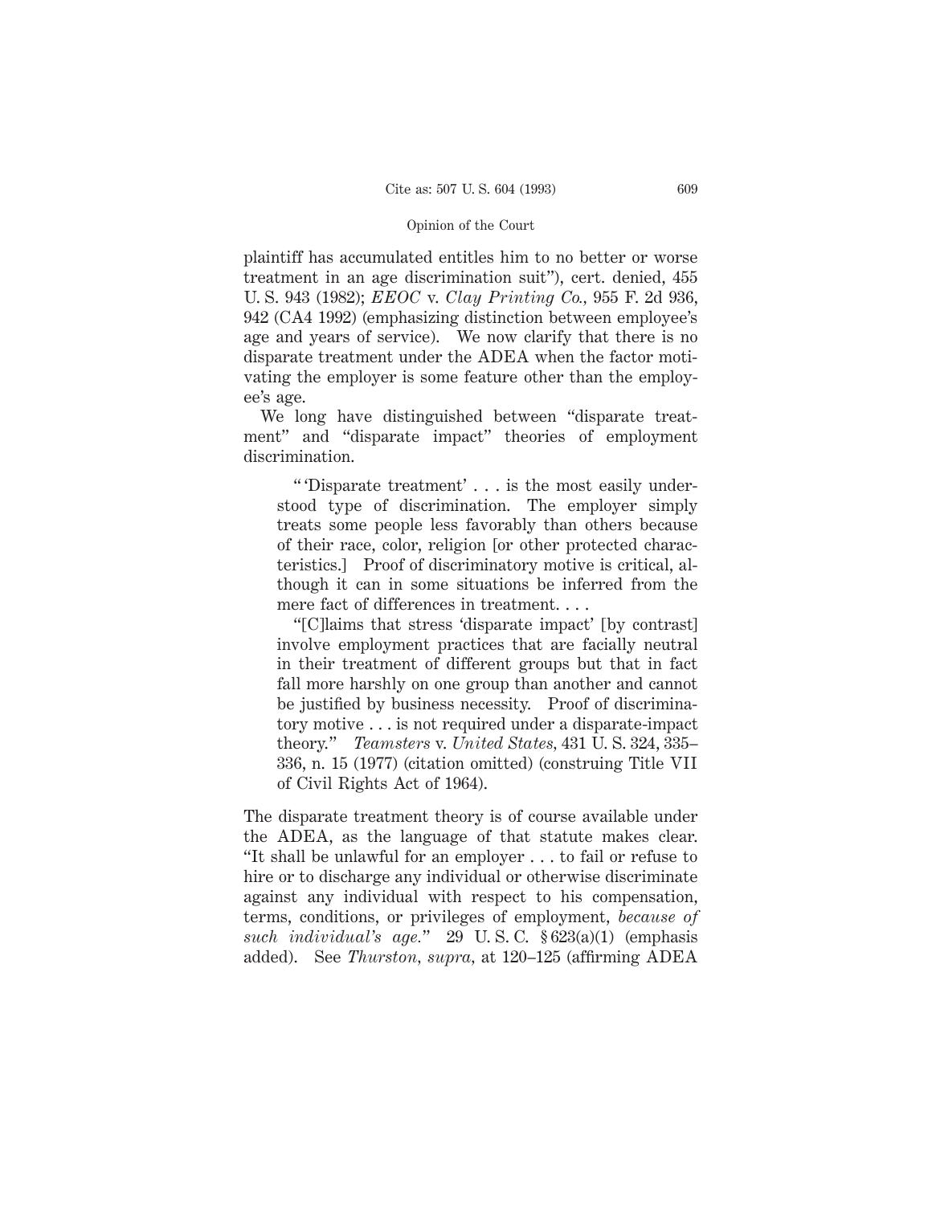plaintiff has accumulated entitles him to no better or worse treatment in an age discrimination suit"), cert. denied, 455 U. S. 943 (1982); *EEOC* v. *Clay Printing Co.*, 955 F. 2d 936, 942 (CA4 1992) (emphasizing distinction between employee's age and years of service). We now clarify that there is no disparate treatment under the ADEA when the factor motivating the employer is some feature other than the employee's age.

We long have distinguished between "disparate treatment" and "disparate impact" theories of employment discrimination.

> "'Disparate treatment' . . . is the most easily understood type of discrimination. The employer simply treats some people less favorably than others because of their race, color, religion [or other protected characteristics.] Proof of discriminatory motive is critical, although it can in some situations be inferred from the mere fact of differences in treatment. . . .
>
> "[C]laims that stress 'disparate impact' [by contrast] involve employment practices that are facially neutral in their treatment of different groups but that in fact fall more harshly on one group than another and cannot be justified by business necessity. Proof of discriminatory motive . . . is not required under a disparate-impact theory." *Teamsters* v. *United States*, 431 U. S. 324, 335–336, n. 15 (1977) (citation omitted) (construing Title VII of Civil Rights Act of 1964).

The disparate treatment theory is of course available under the ADEA, as the language of that statute makes clear. "It shall be unlawful for an employer . . . to fail or refuse to hire or to discharge any individual or otherwise discriminate against any individual with respect to his compensation, terms, conditions, or privileges of employment, *because of such individual's age.*" 29 U. S. C. § 623(a)(1) (emphasis added). See *Thurston*, *supra*, at 120–125 (affirming ADEA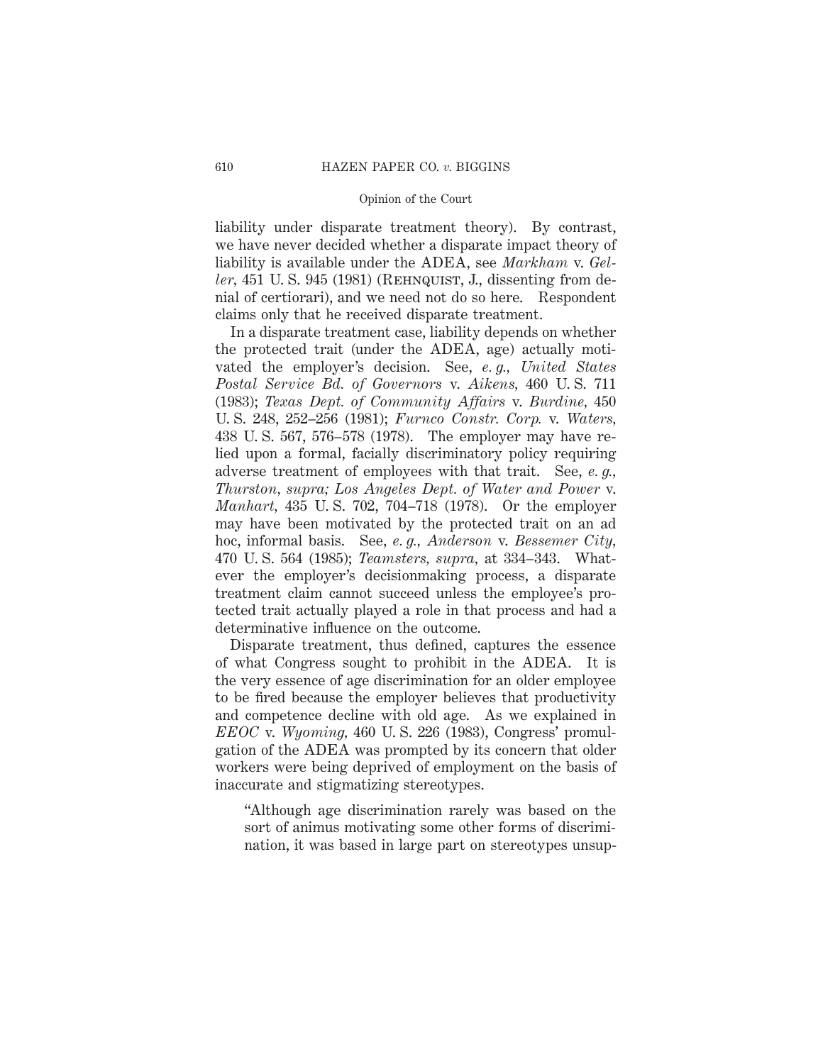liability under disparate treatment theory). By contrast, we have never decided whether a disparate impact theory of liability is available under the ADEA, see *Markham* v. *Geller*, 451 U. S. 945 (1981) (Rehnquist, J., dissenting from denial of certiorari), and we need not do so here. Respondent claims only that he received disparate treatment.

In a disparate treatment case, liability depends on whether the protected trait (under the ADEA, age) actually motivated the employer's decision. See, *e. g., United States Postal Service Bd. of Governors* v. *Aikens*, 460 U. S. 711 (1983); *Texas Dept. of Community Affairs* v. *Burdine*, 450 U. S. 248, 252–256 (1981); *Furnco Constr. Corp.* v. *Waters*, 438 U. S. 567, 576–578 (1978). The employer may have relied upon a formal, facially discriminatory policy requiring adverse treatment of employees with that trait. See, *e. g., Thurston, supra; Los Angeles Dept. of Water and Power* v. *Manhart*, 435 U. S. 702, 704–718 (1978). Or the employer may have been motivated by the protected trait on an ad hoc, informal basis. See, *e. g., Anderson* v. *Bessemer City*, 470 U. S. 564 (1985); *Teamsters, supra*, at 334–343. Whatever the employer's decisionmaking process, a disparate treatment claim cannot succeed unless the employee's protected trait actually played a role in that process and had a determinative influence on the outcome.

Disparate treatment, thus defined, captures the essence of what Congress sought to prohibit in the ADEA. It is the very essence of age discrimination for an older employee to be fired because the employer believes that productivity and competence decline with old age. As we explained in *EEOC* v. *Wyoming*, 460 U. S. 226 (1983), Congress' promulgation of the ADEA was prompted by its concern that older workers were being deprived of employment on the basis of inaccurate and stigmatizing stereotypes.

> "Although age discrimination rarely was based on the sort of animus motivating some other forms of discrimination, it was based in large part on stereotypes unsup-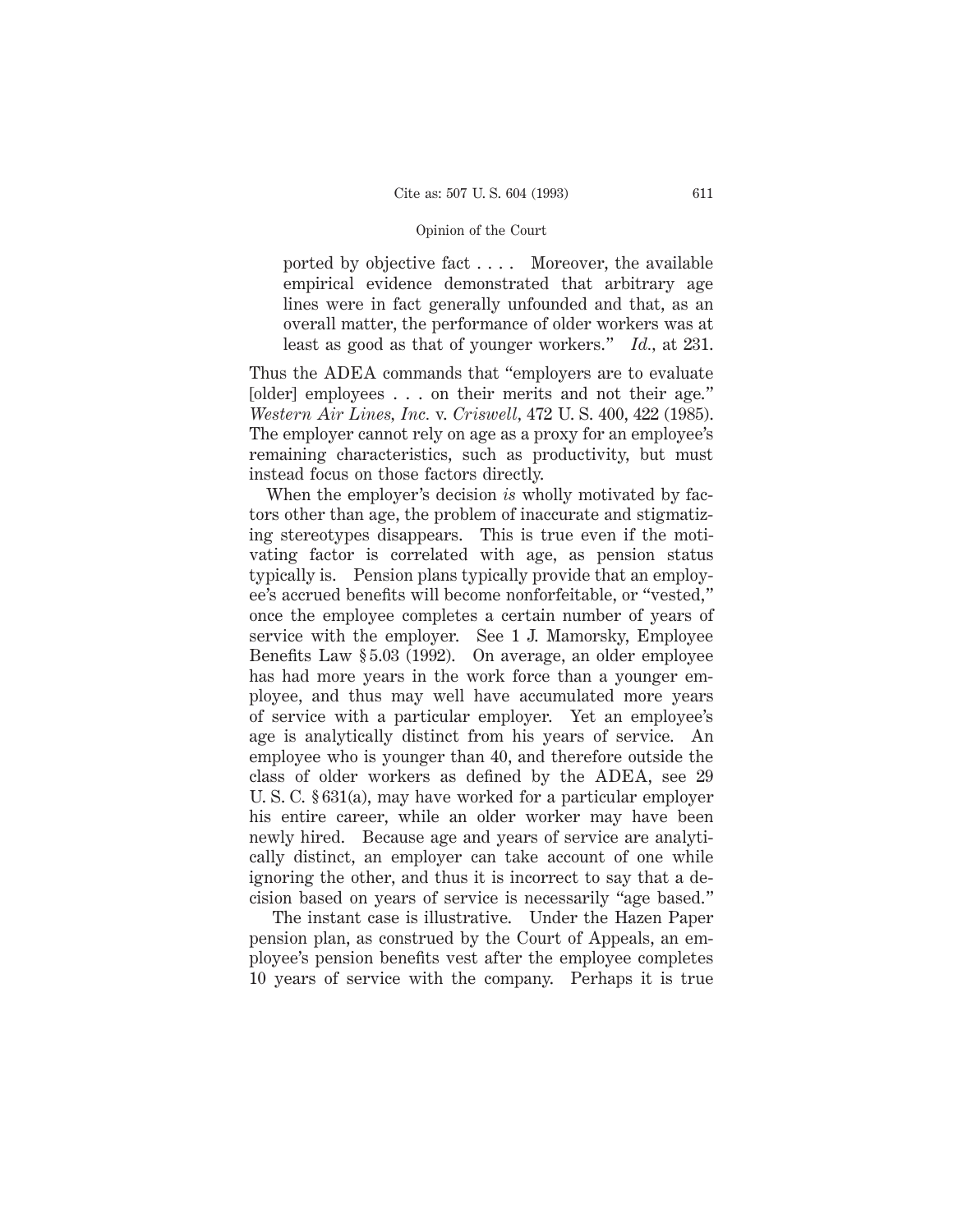ported by objective fact . . . . Moreover, the available empirical evidence demonstrated that arbitrary age lines were in fact generally unfounded and that, as an overall matter, the performance of older workers was at least as good as that of younger workers." *Id.*, at 231.

Thus the ADEA commands that "employers are to evaluate [older] employees . . . on their merits and not their age." *Western Air Lines, Inc.* v. *Criswell*, 472 U. S. 400, 422 (1985). The employer cannot rely on age as a proxy for an employee's remaining characteristics, such as productivity, but must instead focus on those factors directly.

When the employer's decision *is* wholly motivated by factors other than age, the problem of inaccurate and stigmatizing stereotypes disappears. This is true even if the motivating factor is correlated with age, as pension status typically is. Pension plans typically provide that an employee's accrued benefits will become nonforfeitable, or "vested," once the employee completes a certain number of years of service with the employer. See 1 J. Mamorsky, Employee Benefits Law § 5.03 (1992). On average, an older employee has had more years in the work force than a younger employee, and thus may well have accumulated more years of service with a particular employer. Yet an employee's age is analytically distinct from his years of service. An employee who is younger than 40, and therefore outside the class of older workers as defined by the ADEA, see 29 U. S. C. § 631(a), may have worked for a particular employer his entire career, while an older worker may have been newly hired. Because age and years of service are analytically distinct, an employer can take account of one while ignoring the other, and thus it is incorrect to say that a decision based on years of service is necessarily "age based."

The instant case is illustrative. Under the Hazen Paper pension plan, as construed by the Court of Appeals, an employee's pension benefits vest after the employee completes 10 years of service with the company. Perhaps it is true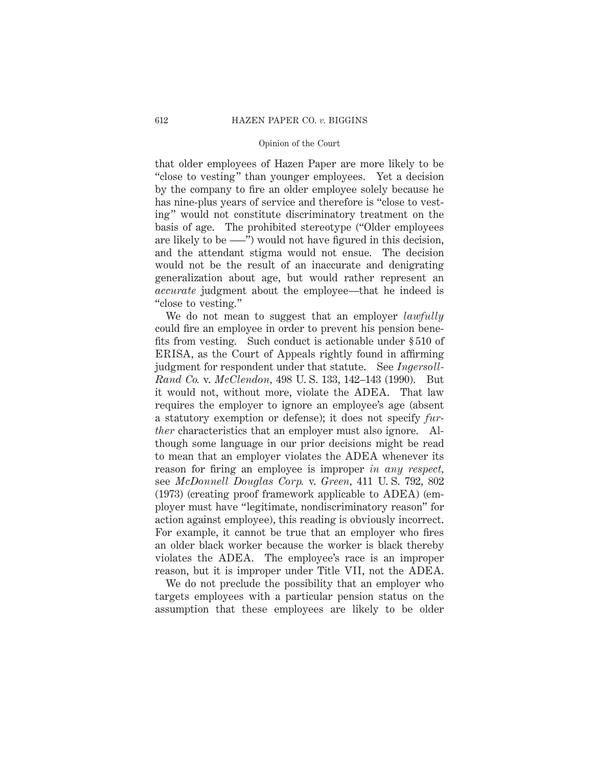that older employees of Hazen Paper are more likely to be "close to vesting" than younger employees. Yet a decision by the company to fire an older employee solely because he has nine-plus years of service and therefore is "close to vesting" would not constitute discriminatory treatment on the basis of age. The prohibited stereotype ("Older employees are likely to be ——") would not have figured in this decision, and the attendant stigma would not ensue. The decision would not be the result of an inaccurate and denigrating generalization about age, but would rather represent an *accurate* judgment about the employee—that he indeed is "close to vesting."

We do not mean to suggest that an employer *lawfully* could fire an employee in order to prevent his pension benefits from vesting. Such conduct is actionable under § 510 of ERISA, as the Court of Appeals rightly found in affirming judgment for respondent under that statute. See *Ingersoll-Rand Co.* v. *McClendon*, 498 U. S. 133, 142–143 (1990). But it would not, without more, violate the ADEA. That law requires the employer to ignore an employee's age (absent a statutory exemption or defense); it does not specify *further* characteristics that an employer must also ignore. Although some language in our prior decisions might be read to mean that an employer violates the ADEA whenever its reason for firing an employee is improper *in any respect*, see *McDonnell Douglas Corp.* v. *Green*, 411 U. S. 792, 802 (1973) (creating proof framework applicable to ADEA) (employer must have "legitimate, nondiscriminatory reason" for action against employee), this reading is obviously incorrect. For example, it cannot be true that an employer who fires an older black worker because the worker is black thereby violates the ADEA. The employee's race is an improper reason, but it is improper under Title VII, not the ADEA.

We do not preclude the possibility that an employer who targets employees with a particular pension status on the assumption that these employees are likely to be older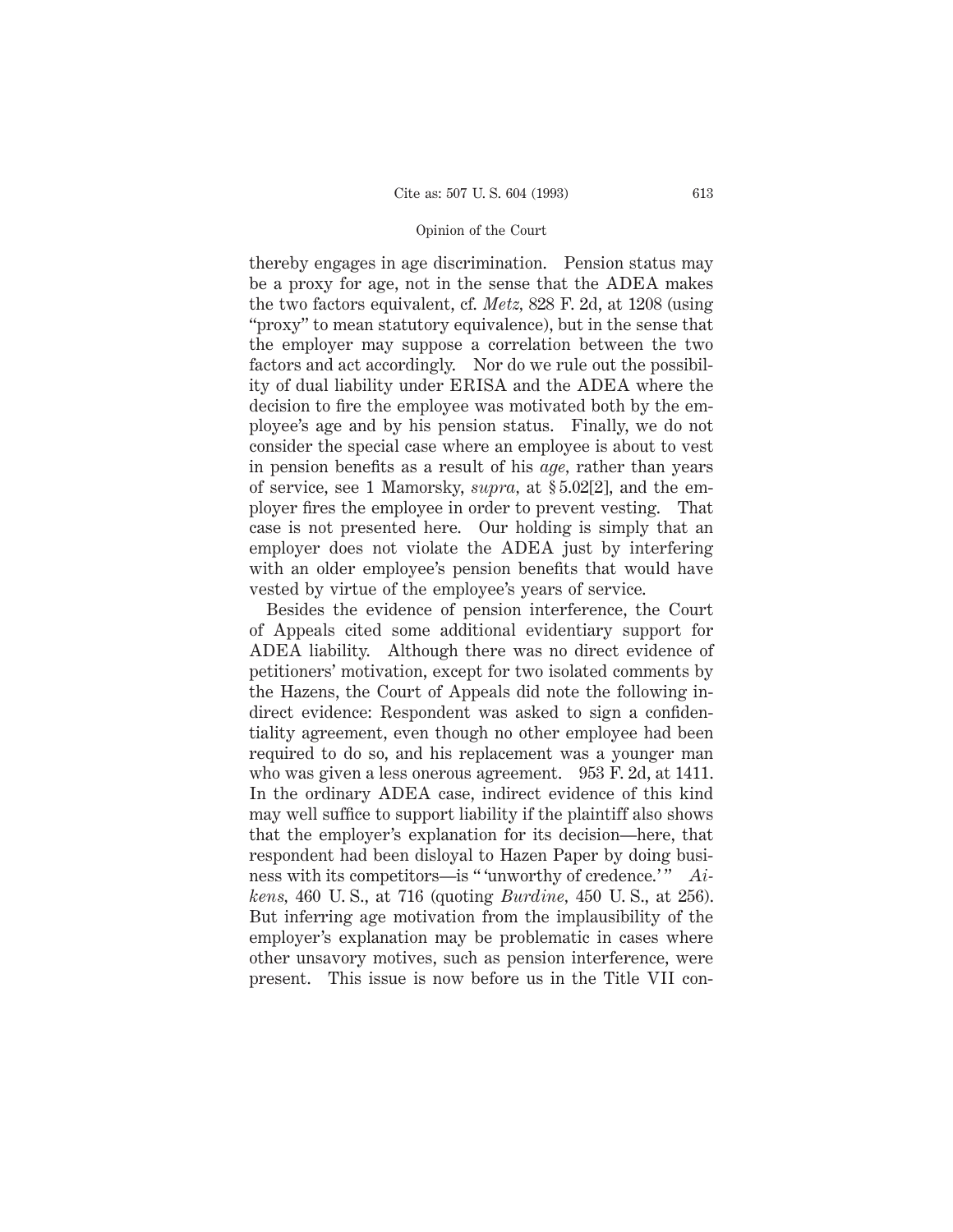thereby engages in age discrimination. Pension status may be a proxy for age, not in the sense that the ADEA makes the two factors equivalent, cf. *Metz,* 828 F. 2d, at 1208 (using "proxy" to mean statutory equivalence), but in the sense that the employer may suppose a correlation between the two factors and act accordingly. Nor do we rule out the possibility of dual liability under ERISA and the ADEA where the decision to fire the employee was motivated both by the employee's age and by his pension status. Finally, we do not consider the special case where an employee is about to vest in pension benefits as a result of his *age,* rather than years of service, see 1 Mamorsky, *supra,* at § 5.02[2], and the employer fires the employee in order to prevent vesting. That case is not presented here. Our holding is simply that an employer does not violate the ADEA just by interfering with an older employee's pension benefits that would have vested by virtue of the employee's years of service.

Besides the evidence of pension interference, the Court of Appeals cited some additional evidentiary support for ADEA liability. Although there was no direct evidence of petitioners' motivation, except for two isolated comments by the Hazens, the Court of Appeals did note the following indirect evidence: Respondent was asked to sign a confidentiality agreement, even though no other employee had been required to do so, and his replacement was a younger man who was given a less onerous agreement. 953 F. 2d, at 1411. In the ordinary ADEA case, indirect evidence of this kind may well suffice to support liability if the plaintiff also shows that the employer's explanation for its decision—here, that respondent had been disloyal to Hazen Paper by doing business with its competitors—is " 'unworthy of credence.' " *Aikens,* 460 U. S., at 716 (quoting *Burdine,* 450 U. S., at 256). But inferring age motivation from the implausibility of the employer's explanation may be problematic in cases where other unsavory motives, such as pension interference, were present. This issue is now before us in the Title VII con-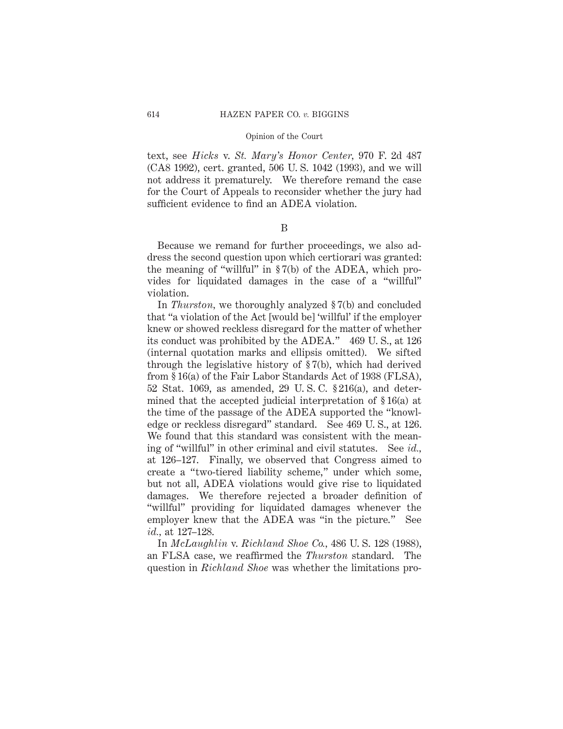text, see *Hicks* v. *St. Mary's Honor Center,* 970 F. 2d 487 (CA8 1992), cert. granted, 506 U. S. 1042 (1993), and we will not address it prematurely. We therefore remand the case for the Court of Appeals to reconsider whether the jury had sufficient evidence to find an ADEA violation.

B

Because we remand for further proceedings, we also address the second question upon which certiorari was granted: the meaning of "willful" in § 7(b) of the ADEA, which provides for liquidated damages in the case of a "willful" violation.

In *Thurston,* we thoroughly analyzed § 7(b) and concluded that "a violation of the Act [would be] 'willful' if the employer knew or showed reckless disregard for the matter of whether its conduct was prohibited by the ADEA." 469 U. S., at 126 (internal quotation marks and ellipsis omitted). We sifted through the legislative history of § 7(b), which had derived from § 16(a) of the Fair Labor Standards Act of 1938 (FLSA), 52 Stat. 1069, as amended, 29 U. S. C. § 216(a), and determined that the accepted judicial interpretation of § 16(a) at the time of the passage of the ADEA supported the "knowledge or reckless disregard" standard. See 469 U. S., at 126. We found that this standard was consistent with the meaning of "willful" in other criminal and civil statutes. See *id.,* at 126–127. Finally, we observed that Congress aimed to create a "two-tiered liability scheme," under which some, but not all, ADEA violations would give rise to liquidated damages. We therefore rejected a broader definition of "willful" providing for liquidated damages whenever the employer knew that the ADEA was "in the picture." See *id.,* at 127–128.

In *McLaughlin* v. *Richland Shoe Co.,* 486 U. S. 128 (1988), an FLSA case, we reaffirmed the *Thurston* standard. The question in *Richland Shoe* was whether the limitations pro-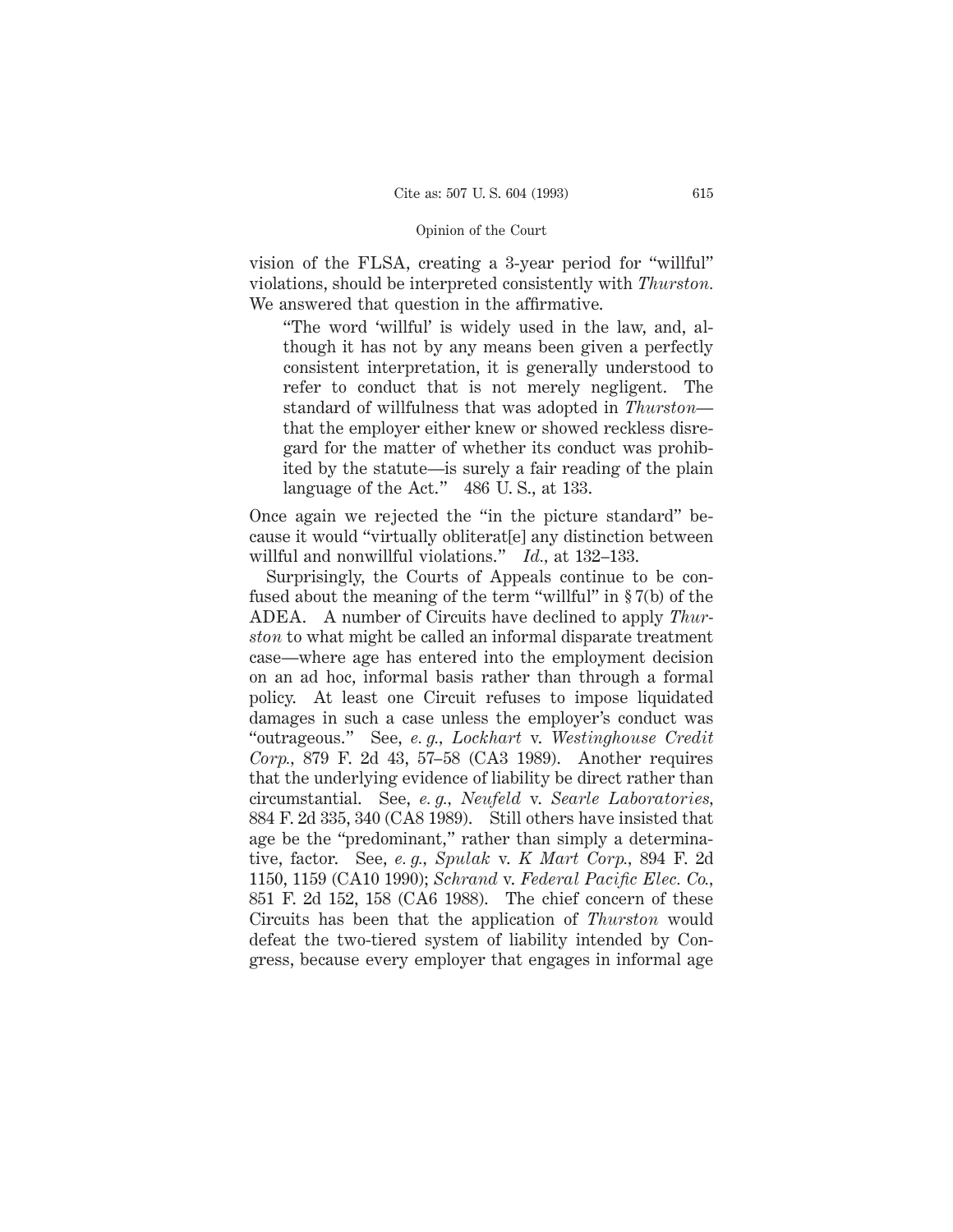vision of the FLSA, creating a 3-year period for "willful" violations, should be interpreted consistently with *Thurston.* We answered that question in the affirmative.

> "The word 'willful' is widely used in the law, and, although it has not by any means been given a perfectly consistent interpretation, it is generally understood to refer to conduct that is not merely negligent. The standard of willfulness that was adopted in *Thurston*—that the employer either knew or showed reckless disregard for the matter of whether its conduct was prohibited by the statute—is surely a fair reading of the plain language of the Act." 486 U. S., at 133.

Once again we rejected the "in the picture standard" because it would "virtually obliterat[e] any distinction between willful and nonwillful violations." *Id.*, at 132–133.

Surprisingly, the Courts of Appeals continue to be confused about the meaning of the term "willful" in § 7(b) of the ADEA. A number of Circuits have declined to apply *Thurston* to what might be called an informal disparate treatment case—where age has entered into the employment decision on an ad hoc, informal basis rather than through a formal policy. At least one Circuit refuses to impose liquidated damages in such a case unless the employer's conduct was "outrageous." See, *e. g., Lockhart* v. *Westinghouse Credit Corp.*, 879 F. 2d 43, 57–58 (CA3 1989). Another requires that the underlying evidence of liability be direct rather than circumstantial. See, *e. g., Neufeld* v. *Searle Laboratories,* 884 F. 2d 335, 340 (CA8 1989). Still others have insisted that age be the "predominant," rather than simply a determinative, factor. See, *e. g., Spulak* v. *K Mart Corp.*, 894 F. 2d 1150, 1159 (CA10 1990); *Schrand* v. *Federal Pacific Elec. Co.*, 851 F. 2d 152, 158 (CA6 1988). The chief concern of these Circuits has been that the application of *Thurston* would defeat the two-tiered system of liability intended by Congress, because every employer that engages in informal age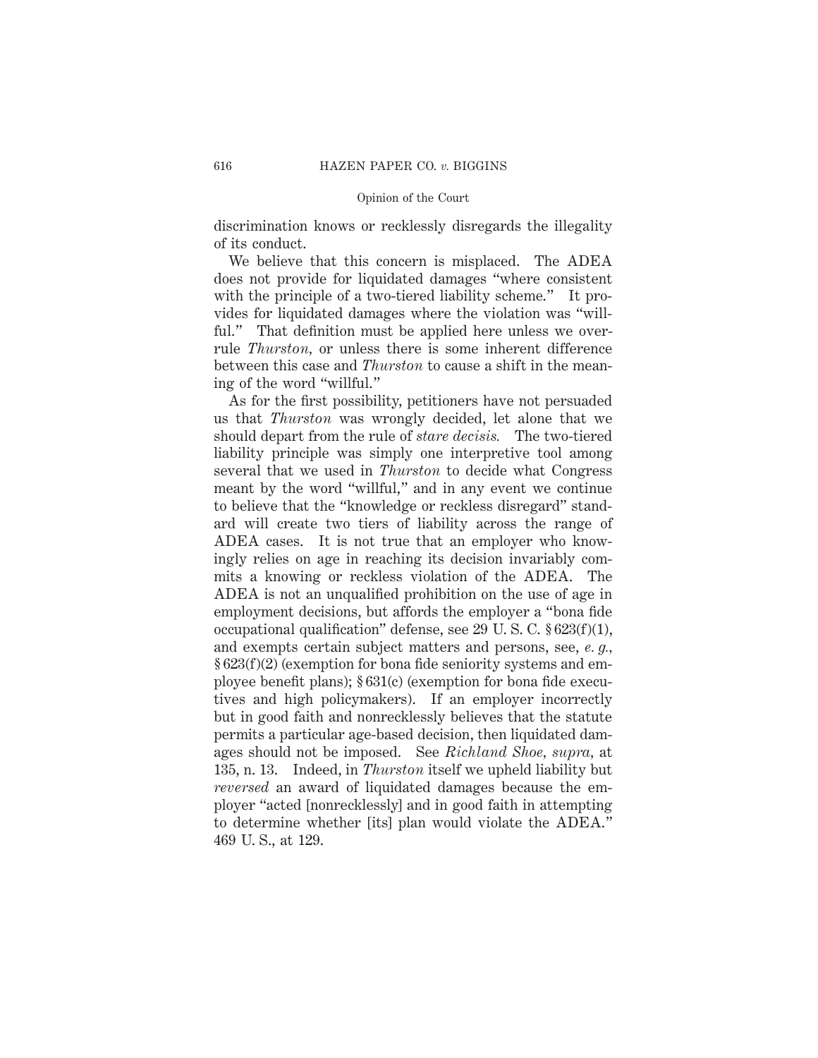discrimination knows or recklessly disregards the illegality of its conduct.

We believe that this concern is misplaced. The ADEA does not provide for liquidated damages "where consistent with the principle of a two-tiered liability scheme." It provides for liquidated damages where the violation was "willful." That definition must be applied here unless we overrule *Thurston*, or unless there is some inherent difference between this case and *Thurston* to cause a shift in the meaning of the word "willful."

As for the first possibility, petitioners have not persuaded us that *Thurston* was wrongly decided, let alone that we should depart from the rule of *stare decisis.* The two-tiered liability principle was simply one interpretive tool among several that we used in *Thurston* to decide what Congress meant by the word "willful," and in any event we continue to believe that the "knowledge or reckless disregard" standard will create two tiers of liability across the range of ADEA cases. It is not true that an employer who knowingly relies on age in reaching its decision invariably commits a knowing or reckless violation of the ADEA. The ADEA is not an unqualified prohibition on the use of age in employment decisions, but affords the employer a "bona fide occupational qualification" defense, see 29 U. S. C. § 623(f)(1), and exempts certain subject matters and persons, see, *e. g.*, § 623(f)(2) (exemption for bona fide seniority systems and employee benefit plans); § 631(c) (exemption for bona fide executives and high policymakers). If an employer incorrectly but in good faith and nonrecklessly believes that the statute permits a particular age-based decision, then liquidated damages should not be imposed. See *Richland Shoe*, *supra*, at 135, n. 13. Indeed, in *Thurston* itself we upheld liability but *reversed* an award of liquidated damages because the employer "acted [nonrecklessly] and in good faith in attempting to determine whether [its] plan would violate the ADEA." 469 U. S., at 129.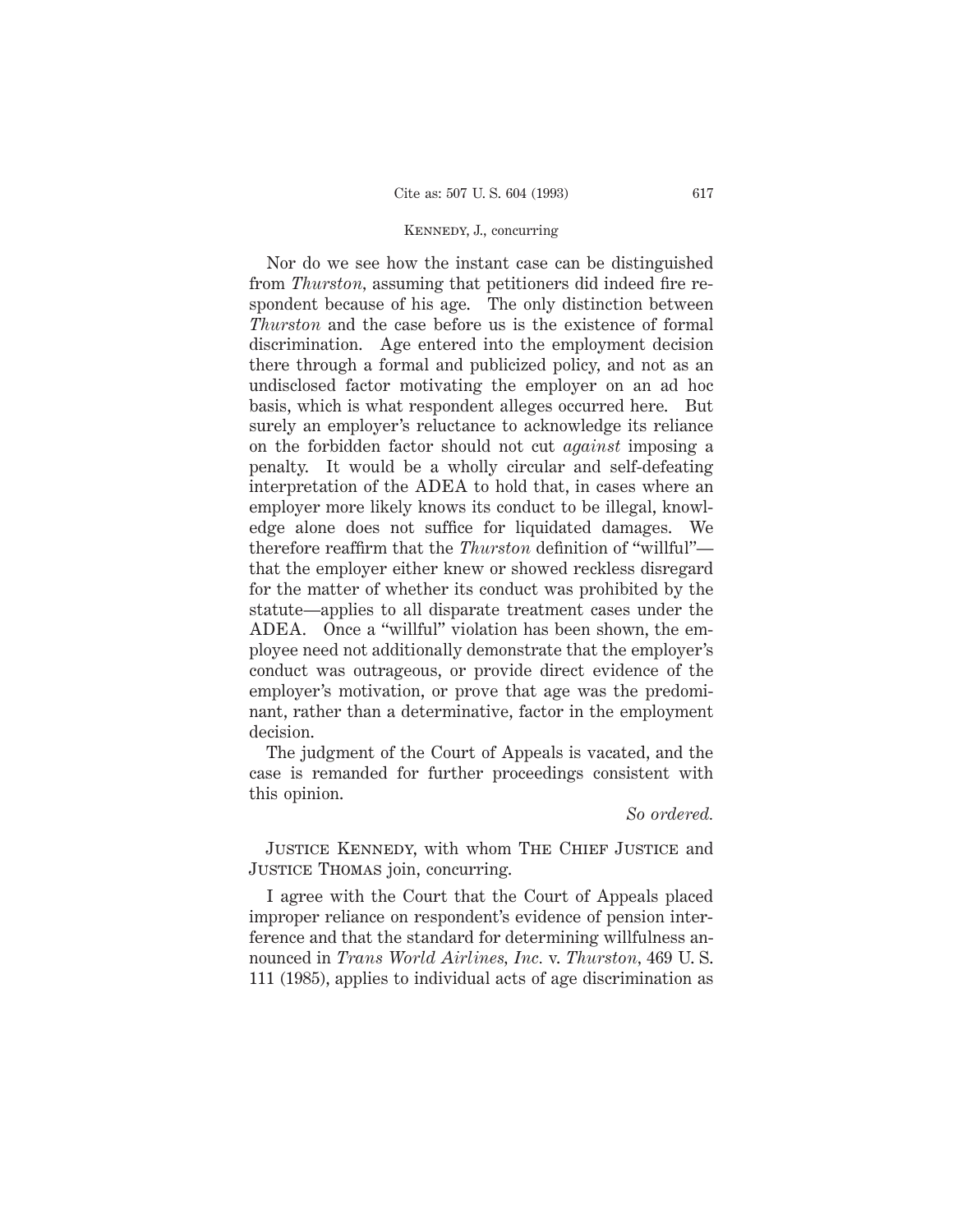Nor do we see how the instant case can be distinguished from *Thurston,* assuming that petitioners did indeed fire respondent because of his age. The only distinction between *Thurston* and the case before us is the existence of formal discrimination. Age entered into the employment decision there through a formal and publicized policy, and not as an undisclosed factor motivating the employer on an ad hoc basis, which is what respondent alleges occurred here. But surely an employer's reluctance to acknowledge its reliance on the forbidden factor should not cut *against* imposing a penalty. It would be a wholly circular and self-defeating interpretation of the ADEA to hold that, in cases where an employer more likely knows its conduct to be illegal, knowledge alone does not suffice for liquidated damages. We therefore reaffirm that the *Thurston* definition of "willful"—that the employer either knew or showed reckless disregard for the matter of whether its conduct was prohibited by the statute—applies to all disparate treatment cases under the ADEA. Once a "willful" violation has been shown, the employee need not additionally demonstrate that the employer's conduct was outrageous, or provide direct evidence of the employer's motivation, or prove that age was the predominant, rather than a determinative, factor in the employment decision.

The judgment of the Court of Appeals is vacated, and the case is remanded for further proceedings consistent with this opinion.

*So ordered.*

Justice Kennedy, with whom The Chief Justice and Justice Thomas join, concurring.

I agree with the Court that the Court of Appeals placed improper reliance on respondent's evidence of pension interference and that the standard for determining willfulness announced in *Trans World Airlines, Inc.* v. *Thurston,* 469 U. S. 111 (1985), applies to individual acts of age discrimination as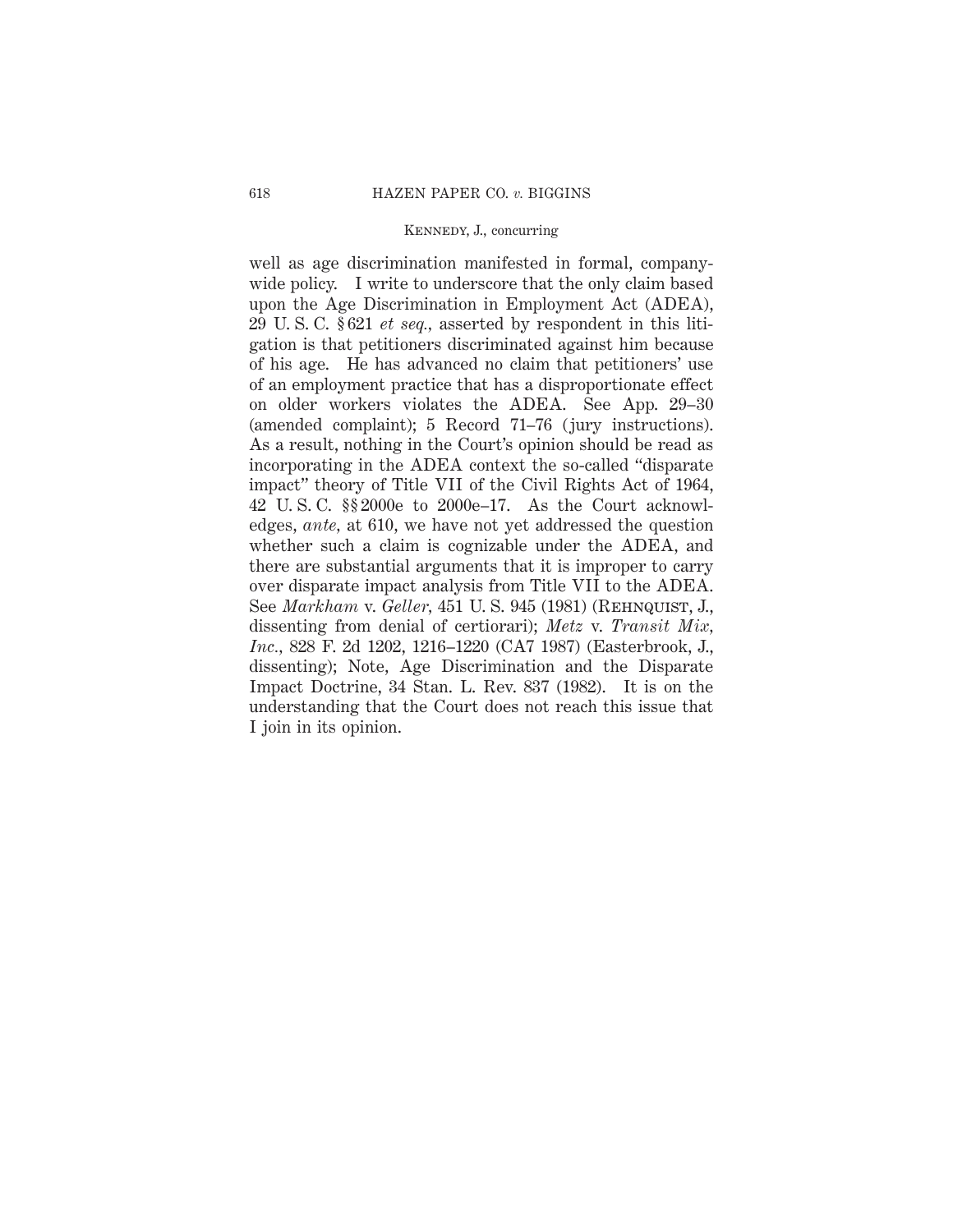well as age discrimination manifested in formal, company-wide policy. I write to underscore that the only claim based upon the Age Discrimination in Employment Act (ADEA), 29 U. S. C. § 621 *et seq.*, asserted by respondent in this litigation is that petitioners discriminated against him because of his age. He has advanced no claim that petitioners' use of an employment practice that has a disproportionate effect on older workers violates the ADEA. See App. 29–30 (amended complaint); 5 Record 71–76 (jury instructions). As a result, nothing in the Court's opinion should be read as incorporating in the ADEA context the so-called "disparate impact" theory of Title VII of the Civil Rights Act of 1964, 42 U. S. C. §§ 2000e to 2000e–17. As the Court acknowledges, *ante*, at 610, we have not yet addressed the question whether such a claim is cognizable under the ADEA, and there are substantial arguments that it is improper to carry over disparate impact analysis from Title VII to the ADEA. See *Markham* v. *Geller*, 451 U. S. 945 (1981) (Rehnquist, J., dissenting from denial of certiorari); *Metz* v. *Transit Mix, Inc.*, 828 F. 2d 1202, 1216–1220 (CA7 1987) (Easterbrook, J., dissenting); Note, Age Discrimination and the Disparate Impact Doctrine, 34 Stan. L. Rev. 837 (1982). It is on the understanding that the Court does not reach this issue that I join in its opinion.